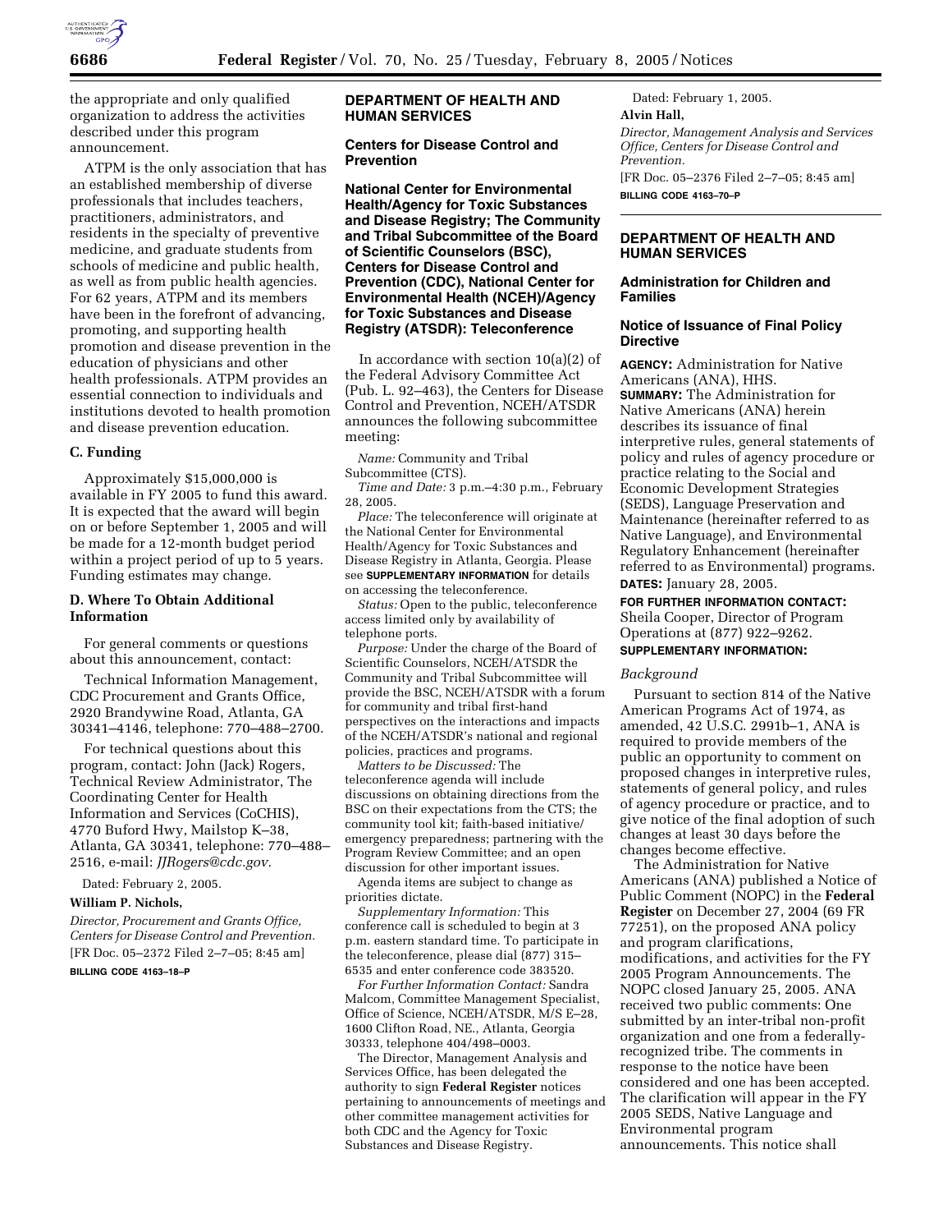the appropriate and only qualified organization to address the activities described under this program announcement.

ATPM is the only association that has an established membership of diverse professionals that includes teachers, practitioners, administrators, and residents in the specialty of preventive medicine, and graduate students from schools of medicine and public health, as well as from public health agencies. For 62 years, ATPM and its members have been in the forefront of advancing, promoting, and supporting health promotion and disease prevention in the education of physicians and other health professionals. ATPM provides an essential connection to individuals and institutions devoted to health promotion and disease prevention education.

### C. Funding

Approximately $15,000,000 is available in FY 2005 to fund this award. It is expected that the award will begin on or before September 1, 2005 and will be made for a 12-month budget period within a project period of up to 5 years. Funding estimates may change.

### D. Where To Obtain Additional Information

For general comments or questions about this announcement, contact:

Technical Information Management, CDC Procurement and Grants Office, 2920 Brandywine Road, Atlanta, GA 30341–4146, telephone: 770–488–2700.

For technical questions about this program, contact: John (Jack) Rogers, Technical Review Administrator, The Coordinating Center for Health Information and Services (CoCHIS), 4770 Buford Hwy, Mailstop K–38, Atlanta, GA 30341, telephone: 770–488–2516, e-mail: *JJRogers@cdc.gov*.

Dated: February 2, 2005.

**William P. Nichols,**

*Director, Procurement and Grants Office, Centers for Disease Control and Prevention.*

[FR Doc. 05–2372 Filed 2–7–05; 8:45 am]

**BILLING CODE 4163–18–P**

## DEPARTMENT OF HEALTH AND HUMAN SERVICES

### Centers for Disease Control and Prevention

### National Center for Environmental Health/Agency for Toxic Substances and Disease Registry; The Community and Tribal Subcommittee of the Board of Scientific Counselors (BSC), Centers for Disease Control and Prevention (CDC), National Center for Environmental Health (NCEH)/Agency for Toxic Substances and Disease Registry (ATSDR): Teleconference

In accordance with section 10(a)(2) of the Federal Advisory Committee Act (Pub. L. 92–463), the Centers for Disease Control and Prevention, NCEH/ATSDR announces the following subcommittee meeting:

*Name:* Community and Tribal Subcommittee (CTS).

*Time and Date:* 3 p.m.–4:30 p.m., February 28, 2005.

*Place:* The teleconference will originate at the National Center for Environmental Health/Agency for Toxic Substances and Disease Registry in Atlanta, Georgia. Please see **SUPPLEMENTARY INFORMATION** for details on accessing the teleconference.

*Status:* Open to the public, teleconference access limited only by availability of telephone ports.

*Purpose:* Under the charge of the Board of Scientific Counselors, NCEH/ATSDR the Community and Tribal Subcommittee will provide the BSC, NCEH/ATSDR with a forum for community and tribal first-hand perspectives on the interactions and impacts of the NCEH/ATSDR's national and regional policies, practices and programs.

*Matters to be Discussed:* The teleconference agenda will include discussions on obtaining directions from the BSC on their expectations from the CTS; the community tool kit; faith-based initiative/ emergency preparedness; partnering with the Program Review Committee; and an open discussion for other important issues.

Agenda items are subject to change as priorities dictate.

*Supplementary Information:* This conference call is scheduled to begin at 3 p.m. eastern standard time. To participate in the teleconference, please dial (877) 315–6535 and enter conference code 383520.

*For Further Information Contact:* Sandra Malcom, Committee Management Specialist, Office of Science, NCEH/ATSDR, M/S E–28, 1600 Clifton Road, NE., Atlanta, Georgia 30333, telephone 404/498–0003.

The Director, Management Analysis and Services Office, has been delegated the authority to sign **Federal Register** notices pertaining to announcements of meetings and other committee management activities for both CDC and the Agency for Toxic Substances and Disease Registry.

Dated: February 1, 2005.

**Alvin Hall,**

*Director, Management Analysis and Services Office, Centers for Disease Control and Prevention.*

[FR Doc. 05–2376 Filed 2–7–05; 8:45 am]

**BILLING CODE 4163–70–P**

## DEPARTMENT OF HEALTH AND HUMAN SERVICES

### Administration for Children and Families

### Notice of Issuance of Final Policy Directive

**AGENCY:** Administration for Native Americans (ANA), HHS.

**SUMMARY:** The Administration for Native Americans (ANA) herein describes its issuance of final interpretive rules, general statements of policy and rules of agency procedure or practice relating to the Social and Economic Development Strategies (SEDS), Language Preservation and Maintenance (hereinafter referred to as Native Language), and Environmental Regulatory Enhancement (hereinafter referred to as Environmental) programs.

**DATES:** January 28, 2005.

**FOR FURTHER INFORMATION CONTACT:** Sheila Cooper, Director of Program Operations at (877) 922–9262.

**SUPPLEMENTARY INFORMATION:**

*Background*

Pursuant to section 814 of the Native American Programs Act of 1974, as amended, 42 U.S.C. 2991b–1, ANA is required to provide members of the public an opportunity to comment on proposed changes in interpretive rules, statements of general policy, and rules of agency procedure or practice, and to give notice of the final adoption of such changes at least 30 days before the changes become effective.

The Administration for Native Americans (ANA) published a Notice of Public Comment (NOPC) in the **Federal Register** on December 27, 2004 (69 FR 77251), on the proposed ANA policy and program clarifications, modifications, and activities for the FY 2005 Program Announcements. The NOPC closed January 25, 2005. ANA received two public comments: One submitted by an inter-tribal non-profit organization and one from a federally-recognized tribe. The comments in response to the notice have been considered and one has been accepted. The clarification will appear in the FY 2005 SEDS, Native Language and Environmental program announcements. This notice shall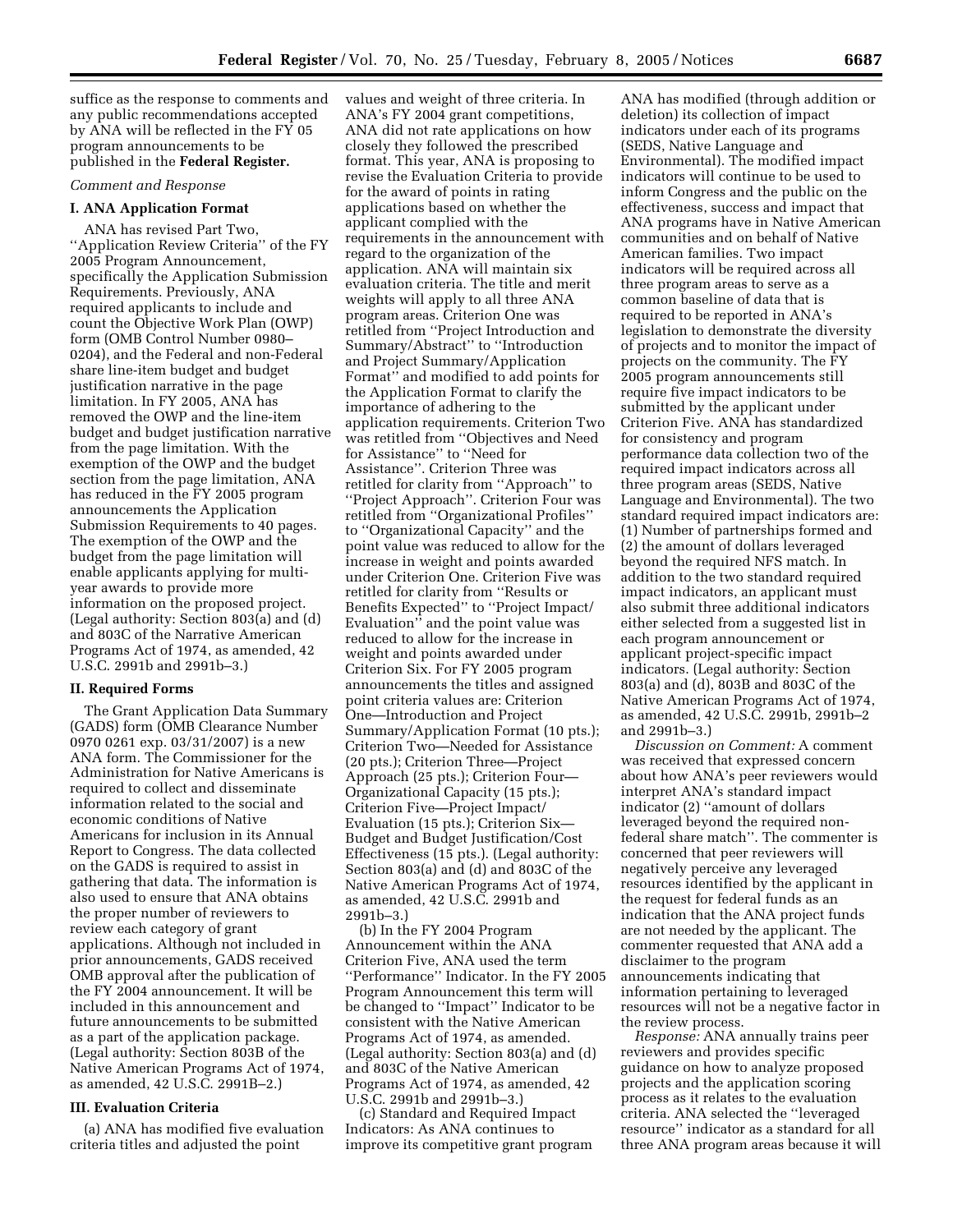suffice as the response to comments and any public recommendations accepted by ANA will be reflected in the FY 05 program announcements to be published in the **Federal Register.**

*Comment and Response*

### I. ANA Application Format

ANA has revised Part Two, ''Application Review Criteria'' of the FY 2005 Program Announcement, specifically the Application Submission Requirements. Previously, ANA required applicants to include and count the Objective Work Plan (OWP) form (OMB Control Number 0980–0204), and the Federal and non-Federal share line-item budget and budget justification narrative in the page limitation. In FY 2005, ANA has removed the OWP and the line-item budget and budget justification narrative from the page limitation. With the exemption of the OWP and the budget section from the page limitation, ANA has reduced in the FY 2005 program announcements the Application Submission Requirements to 40 pages. The exemption of the OWP and the budget from the page limitation will enable applicants applying for multi-year awards to provide more information on the proposed project. (Legal authority: Section 803(a) and (d) and 803C of the Narrative American Programs Act of 1974, as amended, 42 U.S.C. 2991b and 2991b–3.)

### II. Required Forms

The Grant Application Data Summary (GADS) form (OMB Clearance Number 0970 0261 exp. 03/31/2007) is a new ANA form. The Commissioner for the Administration for Native Americans is required to collect and disseminate information related to the social and economic conditions of Native Americans for inclusion in its Annual Report to Congress. The data collected on the GADS is required to assist in gathering that data. The information is also used to ensure that ANA obtains the proper number of reviewers to review each category of grant applications. Although not included in prior announcements, GADS received OMB approval after the publication of the FY 2004 announcement. It will be included in this announcement and future announcements to be submitted as a part of the application package. (Legal authority: Section 803B of the Native American Programs Act of 1974, as amended, 42 U.S.C. 2991B–2.)

### III. Evaluation Criteria

(a) ANA has modified five evaluation criteria titles and adjusted the point values and weight of three criteria. In ANA's FY 2004 grant competitions, ANA did not rate applications on how closely they followed the prescribed format. This year, ANA is proposing to revise the Evaluation Criteria to provide for the award of points in rating applications based on whether the applicant complied with the requirements in the announcement with regard to the organization of the application. ANA will maintain six evaluation criteria. The title and merit weights will apply to all three ANA program areas. Criterion One was retitled from ''Project Introduction and Summary/Abstract'' to ''Introduction and Project Summary/Application Format'' and modified to add points for the Application Format to clarify the importance of adhering to the application requirements. Criterion Two was retitled from ''Objectives and Need for Assistance'' to ''Need for Assistance''. Criterion Three was retitled for clarity from ''Approach'' to ''Project Approach''. Criterion Four was retitled from ''Organizational Profiles'' to ''Organizational Capacity'' and the point value was reduced to allow for the increase in weight and points awarded under Criterion One. Criterion Five was retitled for clarity from ''Results or Benefits Expected'' to ''Project Impact/Evaluation'' and the point value was reduced to allow for the increase in weight and points awarded under Criterion Six. For FY 2005 program announcements the titles and assigned point criteria values are: Criterion One—Introduction and Project Summary/Application Format (10 pts.); Criterion Two—Needed for Assistance (20 pts.); Criterion Three—Project Approach (25 pts.); Criterion Four—Organizational Capacity (15 pts.); Criterion Five—Project Impact/Evaluation (15 pts.); Criterion Six—Budget and Budget Justification/Cost Effectiveness (15 pts.). (Legal authority: Section 803(a) and (d) and 803C of the Native American Programs Act of 1974, as amended, 42 U.S.C. 2991b and 2991b–3.)

(b) In the FY 2004 Program Announcement within the ANA Criterion Five, ANA used the term ''Performance'' Indicator. In the FY 2005 Program Announcement this term will be changed to ''Impact'' Indicator to be consistent with the Native American Programs Act of 1974, as amended. (Legal authority: Section 803(a) and (d) and 803C of the Native American Programs Act of 1974, as amended, 42 U.S.C. 2991b and 2991b–3.)

(c) Standard and Required Impact Indicators: As ANA continues to improve its competitive grant program ANA has modified (through addition or deletion) its collection of impact indicators under each of its programs (SEDS, Native Language and Environmental). The modified impact indicators will continue to be used to inform Congress and the public on the effectiveness, success and impact that ANA programs have in Native American communities and on behalf of Native American families. Two impact indicators will be required across all three program areas to serve as a common baseline of data that is required to be reported in ANA's legislation to demonstrate the diversity of projects and to monitor the impact of projects on the community. The FY 2005 program announcements still require five impact indicators to be submitted by the applicant under Criterion Five. ANA has standardized for consistency and program performance data collection two of the required impact indicators across all three program areas (SEDS, Native Language and Environmental). The two standard required impact indicators are: (1) Number of partnerships formed and (2) the amount of dollars leveraged beyond the required NFS match. In addition to the two standard required impact indicators, an applicant must also submit three additional indicators either selected from a suggested list in each program announcement or applicant project-specific impact indicators. (Legal authority: Section 803(a) and (d), 803B and 803C of the Native American Programs Act of 1974, as amended, 42 U.S.C. 2991b, 2991b–2 and 2991b–3.)

*Discussion on Comment:* A comment was received that expressed concern about how ANA's peer reviewers would interpret ANA's standard impact indicator (2) ''amount of dollars leveraged beyond the required non-federal share match''. The commenter is concerned that peer reviewers will negatively perceive any leveraged resources identified by the applicant in the request for federal funds as an indication that the ANA project funds are not needed by the applicant. The commenter requested that ANA add a disclaimer to the program announcements indicating that information pertaining to leveraged resources will not be a negative factor in the review process.

*Response:* ANA annually trains peer reviewers and provides specific guidance on how to analyze proposed projects and the application scoring process as it relates to the evaluation criteria. ANA selected the ''leveraged resource'' indicator as a standard for all three ANA program areas because it will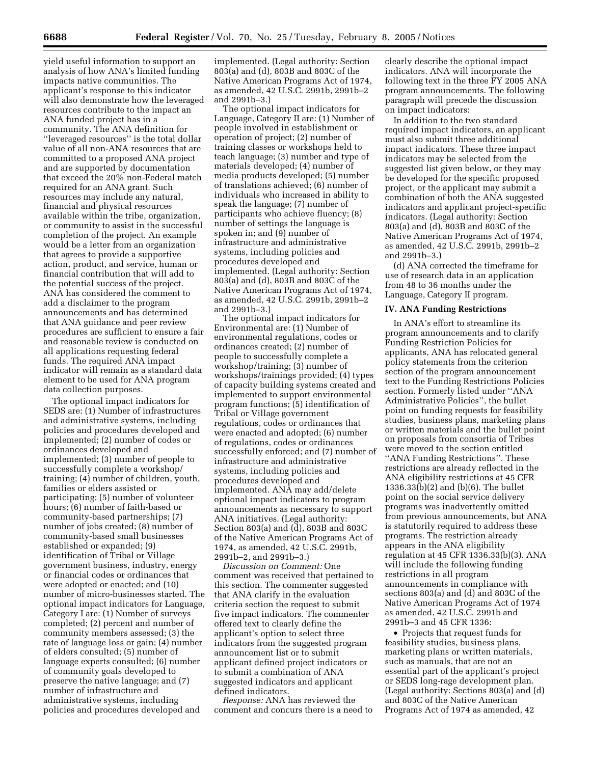yield useful information to support an analysis of how ANA's limited funding impacts native communities. The applicant's response to this indicator will also demonstrate how the leveraged resources contribute to the impact an ANA funded project has in a community. The ANA definition for ''leveraged resources'' is the total dollar value of all non-ANA resources that are committed to a proposed ANA project and are supported by documentation that exceed the 20% non-Federal match required for an ANA grant. Such resources may include any natural, financial and physical resources available within the tribe, organization, or community to assist in the successful completion of the project. An example would be a letter from an organization that agrees to provide a supportive action, product, and service, human or financial contribution that will add to the potential success of the project. ANA has considered the comment to add a disclaimer to the program announcements and has determined that ANA guidance and peer review procedures are sufficient to ensure a fair and reasonable review is conducted on all applications requesting federal funds. The required ANA impact indicator will remain as a standard data element to be used for ANA program data collection purposes.

The optional impact indicators for SEDS are: (1) Number of infrastructures and administrative systems, including policies and procedures developed and implemented; (2) number of codes or ordinances developed and implemented; (3) number of people to successfully complete a workshop/training; (4) number of children, youth, families or elders assisted or participating; (5) number of volunteer hours; (6) number of faith-based or community-based partnerships; (7) number of jobs created; (8) number of community-based small businesses established or expanded; (9) identification of Tribal or Village government business, industry, energy or financial codes or ordinances that were adopted or enacted; and (10) number of micro-businesses started. The optional impact indicators for Language, Category I are: (1) Number of surveys completed; (2) percent and number of community members assessed; (3) the rate of language loss or gain; (4) number of elders consulted; (5) number of language experts consulted; (6) number of community goals developed to preserve the native language; and (7) number of infrastructure and administrative systems, including policies and procedures developed and implemented. (Legal authority: Section 803(a) and (d), 803B and 803C of the Native American Programs Act of 1974, as amended, 42 U.S.C. 2991b, 2991b–2 and 2991b–3.)

The optional impact indicators for Language, Category II are: (1) Number of people involved in establishment or operation of project; (2) number of training classes or workshops held to teach language; (3) number and type of materials developed; (4) number of media products developed; (5) number of translations achieved; (6) number of individuals who increased in ability to speak the language; (7) number of participants who achieve fluency; (8) number of settings the language is spoken in; and (9) number of infrastructure and administrative systems, including policies and procedures developed and implemented. (Legal authority: Section 803(a) and (d), 803B and 803C of the Native American Programs Act of 1974, as amended, 42 U.S.C. 2991b, 2991b–2 and 2991b–3.)

The optional impact indicators for Environmental are: (1) Number of environmental regulations, codes or ordinances created; (2) number of people to successfully complete a workshop/training; (3) number of workshops/trainings provided; (4) types of capacity building systems created and implemented to support environmental program functions; (5) identification of Tribal or Village government regulations, codes or ordinances that were enacted and adopted; (6) number of regulations, codes or ordinances successfully enforced; and (7) number of infrastructure and administrative systems, including policies and procedures developed and implemented. ANA may add/delete optional impact indicators to program announcements as necessary to support ANA initiatives. (Legal authority: Section 803(a) and (d), 803B and 803C of the Native American Programs Act of 1974, as amended, 42 U.S.C. 2991b, 2991b–2, and 2991b–3.)

*Discussion on Comment:* One comment was received that pertained to this section. The commenter suggested that ANA clarify in the evaluation criteria section the request to submit five impact indicators. The commenter offered text to clearly define the applicant's option to select three indicators from the suggested program announcement list or to submit applicant defined project indicators or to submit a combination of ANA suggested indicators and applicant defined indicators.

*Response:* ANA has reviewed the comment and concurs there is a need to clearly describe the optional impact indicators. ANA will incorporate the following text in the three FY 2005 ANA program announcements. The following paragraph will precede the discussion on impact indicators:

In addition to the two standard required impact indicators, an applicant must also submit three additional impact indicators. These three impact indicators may be selected from the suggested list given below, or they may be developed for the specific proposed project, or the applicant may submit a combination of both the ANA suggested indicators and applicant project-specific indicators. (Legal authority: Section 803(a) and (d), 803B and 803C of the Native American Programs Act of 1974, as amended, 42 U.S.C. 2991b, 2991b–2 and 2991b–3.)

(d) ANA corrected the timeframe for use of research data in an application from 48 to 36 months under the Language, Category II program.

## IV. ANA Funding Restrictions

In ANA's effort to streamline its program announcements and to clarify Funding Restriction Policies for applicants, ANA has relocated general policy statements from the criterion section of the program announcement text to the Funding Restrictions Policies section. Formerly listed under ''ANA Administrative Policies'', the bullet point on funding requests for feasibility studies, business plans, marketing plans or written materials and the bullet point on proposals from consortia of Tribes were moved to the section entitled ''ANA Funding Restrictions''. These restrictions are already reflected in the ANA eligibility restrictions at 45 CFR 1336.33(b)(2) and (b)(6). The bullet point on the social service delivery programs was inadvertently omitted from previous announcements, but ANA is statutorily required to address these programs. The restriction already appears in the ANA eligibility regulation at 45 CFR 1336.33(b)(3). ANA will include the following funding restrictions in all program announcements in compliance with sections 803(a) and (d) and 803C of the Native American Programs Act of 1974 as amended, 42 U.S.C. 2991b and 2991b–3 and 45 CFR 1336:

- Projects that request funds for feasibility studies, business plans, marketing plans or written materials, such as manuals, that are not an essential part of the applicant's project or SEDS long-rage development plan. (Legal authority: Sections 803(a) and (d) and 803C of the Native American Programs Act of 1974 as amended, 42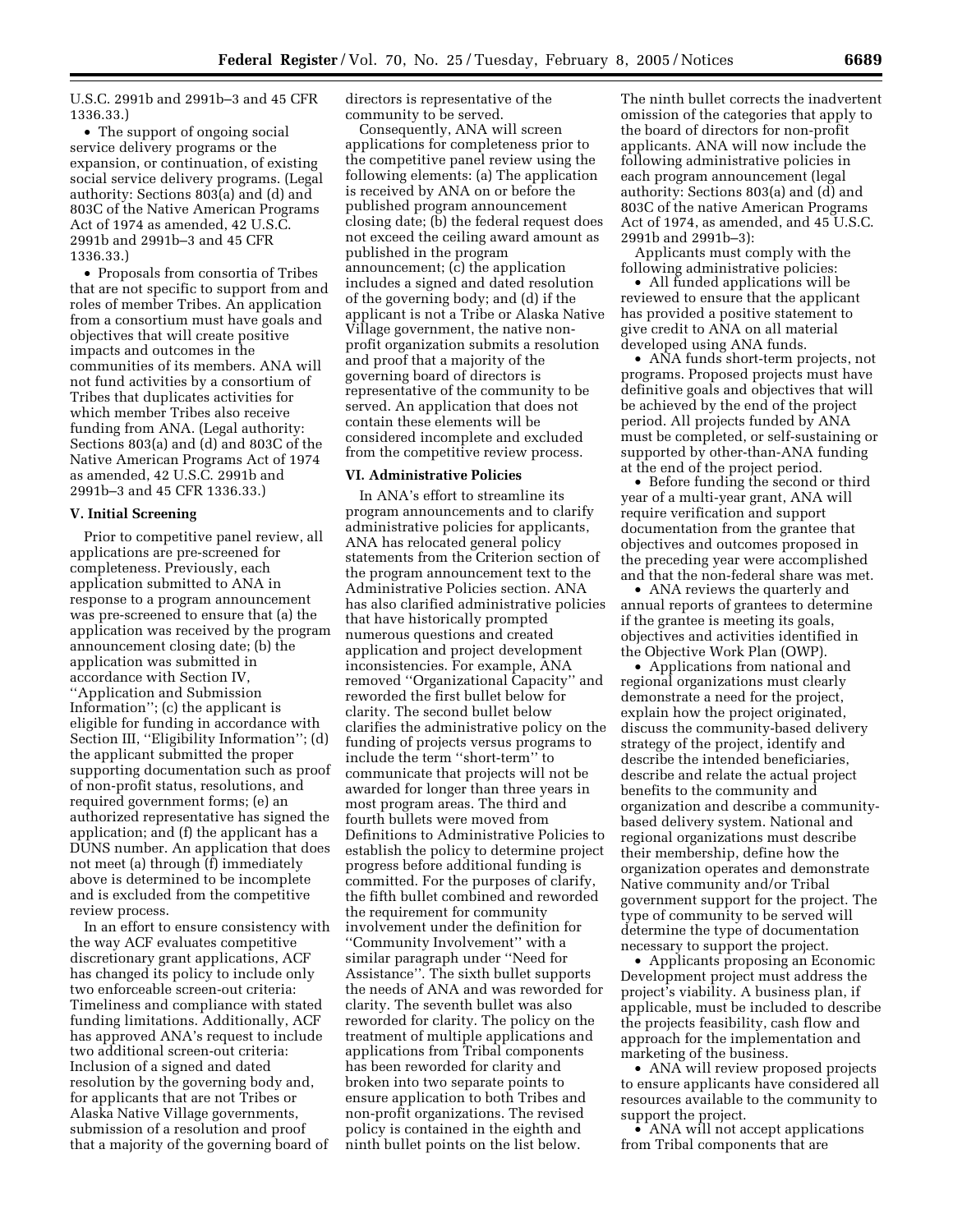U.S.C. 2991b and 2991b–3 and 45 CFR 1336.33.)

- The support of ongoing social service delivery programs or the expansion, or continuation, of existing social service delivery programs. (Legal authority: Sections 803(a) and (d) and 803C of the Native American Programs Act of 1974 as amended, 42 U.S.C. 2991b and 2991b–3 and 45 CFR 1336.33.)
- Proposals from consortia of Tribes that are not specific to support from and roles of member Tribes. An application from a consortium must have goals and objectives that will create positive impacts and outcomes in the communities of its members. ANA will not fund activities by a consortium of Tribes that duplicates activities for which member Tribes also receive funding from ANA. (Legal authority: Sections 803(a) and (d) and 803C of the Native American Programs Act of 1974 as amended, 42 U.S.C. 2991b and 2991b–3 and 45 CFR 1336.33.)

### V. Initial Screening

Prior to competitive panel review, all applications are pre-screened for completeness. Previously, each application submitted to ANA in response to a program announcement was pre-screened to ensure that (a) the application was received by the program announcement closing date; (b) the application was submitted in accordance with Section IV, ''Application and Submission Information''; (c) the applicant is eligible for funding in accordance with Section III, ''Eligibility Information''; (d) the applicant submitted the proper supporting documentation such as proof of non-profit status, resolutions, and required government forms; (e) an authorized representative has signed the application; and (f) the applicant has a DUNS number. An application that does not meet (a) through (f) immediately above is determined to be incomplete and is excluded from the competitive review process.

In an effort to ensure consistency with the way ACF evaluates competitive discretionary grant applications, ACF has changed its policy to include only two enforceable screen-out criteria: Timeliness and compliance with stated funding limitations. Additionally, ACF has approved ANA's request to include two additional screen-out criteria: Inclusion of a signed and dated resolution by the governing body and, for applicants that are not Tribes or Alaska Native Village governments, submission of a resolution and proof that a majority of the governing board of directors is representative of the community to be served.

Consequently, ANA will screen applications for completeness prior to the competitive panel review using the following elements: (a) The application is received by ANA on or before the published program announcement closing date; (b) the federal request does not exceed the ceiling award amount as published in the program announcement; (c) the application includes a signed and dated resolution of the governing body; and (d) if the applicant is not a Tribe or Alaska Native Village government, the native non-profit organization submits a resolution and proof that a majority of the governing board of directors is representative of the community to be served. An application that does not contain these elements will be considered incomplete and excluded from the competitive review process.

### VI. Administrative Policies

In ANA's effort to streamline its program announcements and to clarify administrative policies for applicants, ANA has relocated general policy statements from the Criterion section of the program announcement text to the Administrative Policies section. ANA has also clarified administrative policies that have historically prompted numerous questions and created application and project development inconsistencies. For example, ANA removed ''Organizational Capacity'' and reworded the first bullet below for clarity. The second bullet below clarifies the administrative policy on the funding of projects versus programs to include the term ''short-term'' to communicate that projects will not be awarded for longer than three years in most program areas. The third and fourth bullets were moved from Definitions to Administrative Policies to establish the policy to determine project progress before additional funding is committed. For the purposes of clarify, the fifth bullet combined and reworded the requirement for community involvement under the definition for ''Community Involvement'' with a similar paragraph under ''Need for Assistance''. The sixth bullet supports the needs of ANA and was reworded for clarity. The seventh bullet was also reworded for clarity. The policy on the treatment of multiple applications and applications from Tribal components has been reworded for clarity and broken into two separate points to ensure application to both Tribes and non-profit organizations. The revised policy is contained in the eighth and ninth bullet points on the list below. The ninth bullet corrects the inadvertent omission of the categories that apply to the board of directors for non-profit applicants. ANA will now include the following administrative policies in each program announcement (legal authority: Sections 803(a) and (d) and 803C of the native American Programs Act of 1974, as amended, and 45 U.S.C. 2991b and 2991b–3):

Applicants must comply with the following administrative policies:

- All funded applications will be reviewed to ensure that the applicant has provided a positive statement to give credit to ANA on all material developed using ANA funds.
- ANA funds short-term projects, not programs. Proposed projects must have definitive goals and objectives that will be achieved by the end of the project period. All projects funded by ANA must be completed, or self-sustaining or supported by other-than-ANA funding at the end of the project period.
- Before funding the second or third year of a multi-year grant, ANA will require verification and support documentation from the grantee that objectives and outcomes proposed in the preceding year were accomplished and that the non-federal share was met.
- ANA reviews the quarterly and annual reports of grantees to determine if the grantee is meeting its goals, objectives and activities identified in the Objective Work Plan (OWP).
- Applications from national and regional organizations must clearly demonstrate a need for the project, explain how the project originated, discuss the community-based delivery strategy of the project, identify and describe the intended beneficiaries, describe and relate the actual project benefits to the community and organization and describe a community-based delivery system. National and regional organizations must describe their membership, define how the organization operates and demonstrate Native community and/or Tribal government support for the project. The type of community to be served will determine the type of documentation necessary to support the project.
- Applicants proposing an Economic Development project must address the project's viability. A business plan, if applicable, must be included to describe the projects feasibility, cash flow and approach for the implementation and marketing of the business.
- ANA will review proposed projects to ensure applicants have considered all resources available to the community to support the project.
- ANA will not accept applications from Tribal components that are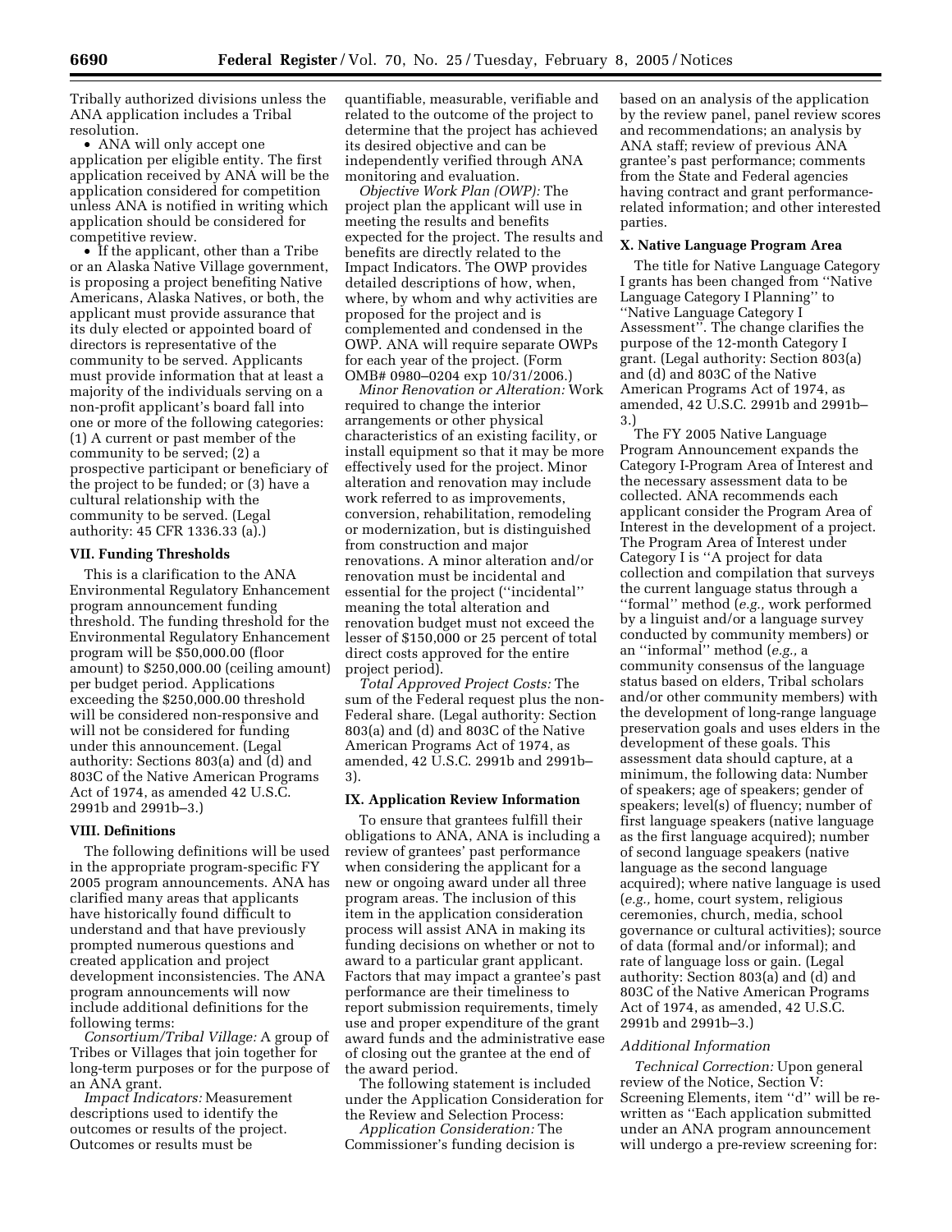Tribally authorized divisions unless the ANA application includes a Tribal resolution.

- ANA will only accept one application per eligible entity. The first application received by ANA will be the application considered for competition unless ANA is notified in writing which application should be considered for competitive review.
- If the applicant, other than a Tribe or an Alaska Native Village government, is proposing a project benefiting Native Americans, Alaska Natives, or both, the applicant must provide assurance that its duly elected or appointed board of directors is representative of the community to be served. Applicants must provide information that at least a majority of the individuals serving on a non-profit applicant's board fall into one or more of the following categories: (1) A current or past member of the community to be served; (2) a prospective participant or beneficiary of the project to be funded; or (3) have a cultural relationship with the community to be served. (Legal authority: 45 CFR 1336.33 (a).)

### VII. Funding Thresholds

This is a clarification to the ANA Environmental Regulatory Enhancement program announcement funding threshold. The funding threshold for the Environmental Regulatory Enhancement program will be $50,000.00 (floor amount) to $250,000.00 (ceiling amount) per budget period. Applications exceeding the $250,000.00 threshold will be considered non-responsive and will not be considered for funding under this announcement. (Legal authority: Sections 803(a) and (d) and 803C of the Native American Programs Act of 1974, as amended 42 U.S.C. 2991b and 2991b–3.)

### VIII. Definitions

The following definitions will be used in the appropriate program-specific FY 2005 program announcements. ANA has clarified many areas that applicants have historically found difficult to understand and that have previously prompted numerous questions and created application and project development inconsistencies. The ANA program announcements will now include additional definitions for the following terms:

*Consortium/Tribal Village:* A group of Tribes or Villages that join together for long-term purposes or for the purpose of an ANA grant.

*Impact Indicators:* Measurement descriptions used to identify the outcomes or results of the project. Outcomes or results must be quantifiable, measurable, verifiable and related to the outcome of the project to determine that the project has achieved its desired objective and can be independently verified through ANA monitoring and evaluation.

*Objective Work Plan (OWP):* The project plan the applicant will use in meeting the results and benefits expected for the project. The results and benefits are directly related to the Impact Indicators. The OWP provides detailed descriptions of how, when, where, by whom and why activities are proposed for the project and is complemented and condensed in the OWP. ANA will require separate OWPs for each year of the project. (Form OMB# 0980–0204 exp 10/31/2006.)

*Minor Renovation or Alteration:* Work required to change the interior arrangements or other physical characteristics of an existing facility, or install equipment so that it may be more effectively used for the project. Minor alteration and renovation may include work referred to as improvements, conversion, rehabilitation, remodeling or modernization, but is distinguished from construction and major renovations. A minor alteration and/or renovation must be incidental and essential for the project (''incidental'' meaning the total alteration and renovation budget must not exceed the lesser of $150,000 or 25 percent of total direct costs approved for the entire project period).

*Total Approved Project Costs:* The sum of the Federal request plus the non-Federal share. (Legal authority: Section 803(a) and (d) and 803C of the Native American Programs Act of 1974, as amended, 42 U.S.C. 2991b and 2991b–3).

### IX. Application Review Information

To ensure that grantees fulfill their obligations to ANA, ANA is including a review of grantees' past performance when considering the applicant for a new or ongoing award under all three program areas. The inclusion of this item in the application consideration process will assist ANA in making its funding decisions on whether or not to award to a particular grant applicant. Factors that may impact a grantee's past performance are their timeliness to report submission requirements, timely use and proper expenditure of the grant award funds and the administrative ease of closing out the grantee at the end of the award period.

The following statement is included under the Application Consideration for the Review and Selection Process:

*Application Consideration:* The Commissioner's funding decision is based on an analysis of the application by the review panel, panel review scores and recommendations; an analysis by ANA staff; review of previous ANA grantee's past performance; comments from the State and Federal agencies having contract and grant performance-related information; and other interested parties.

### X. Native Language Program Area

The title for Native Language Category I grants has been changed from ''Native Language Category I Planning'' to ''Native Language Category I Assessment''. The change clarifies the purpose of the 12-month Category I grant. (Legal authority: Section 803(a) and (d) and 803C of the Native American Programs Act of 1974, as amended, 42 U.S.C. 2991b and 2991b–3.)

The FY 2005 Native Language Program Announcement expands the Category I-Program Area of Interest and the necessary assessment data to be collected. ANA recommends each applicant consider the Program Area of Interest in the development of a project. The Program Area of Interest under Category I is ''A project for data collection and compilation that surveys the current language status through a ''formal'' method (*e.g.,* work performed by a linguist and/or a language survey conducted by community members) or an ''informal'' method (*e.g.,* a community consensus of the language status based on elders, Tribal scholars and/or other community members) with the development of long-range language preservation goals and uses elders in the development of these goals. This assessment data should capture, at a minimum, the following data: Number of speakers; age of speakers; gender of speakers; level(s) of fluency; number of first language speakers (native language as the first language acquired); number of second language speakers (native language as the second language acquired); where native language is used (*e.g.,* home, court system, religious ceremonies, church, media, school governance or cultural activities); source of data (formal and/or informal); and rate of language loss or gain. (Legal authority: Section 803(a) and (d) and 803C of the Native American Programs Act of 1974, as amended, 42 U.S.C. 2991b and 2991b–3.)

#### *Additional Information*

*Technical Correction:* Upon general review of the Notice, Section V: Screening Elements, item ''d'' will be re-written as ''Each application submitted under an ANA program announcement will undergo a pre-review screening for: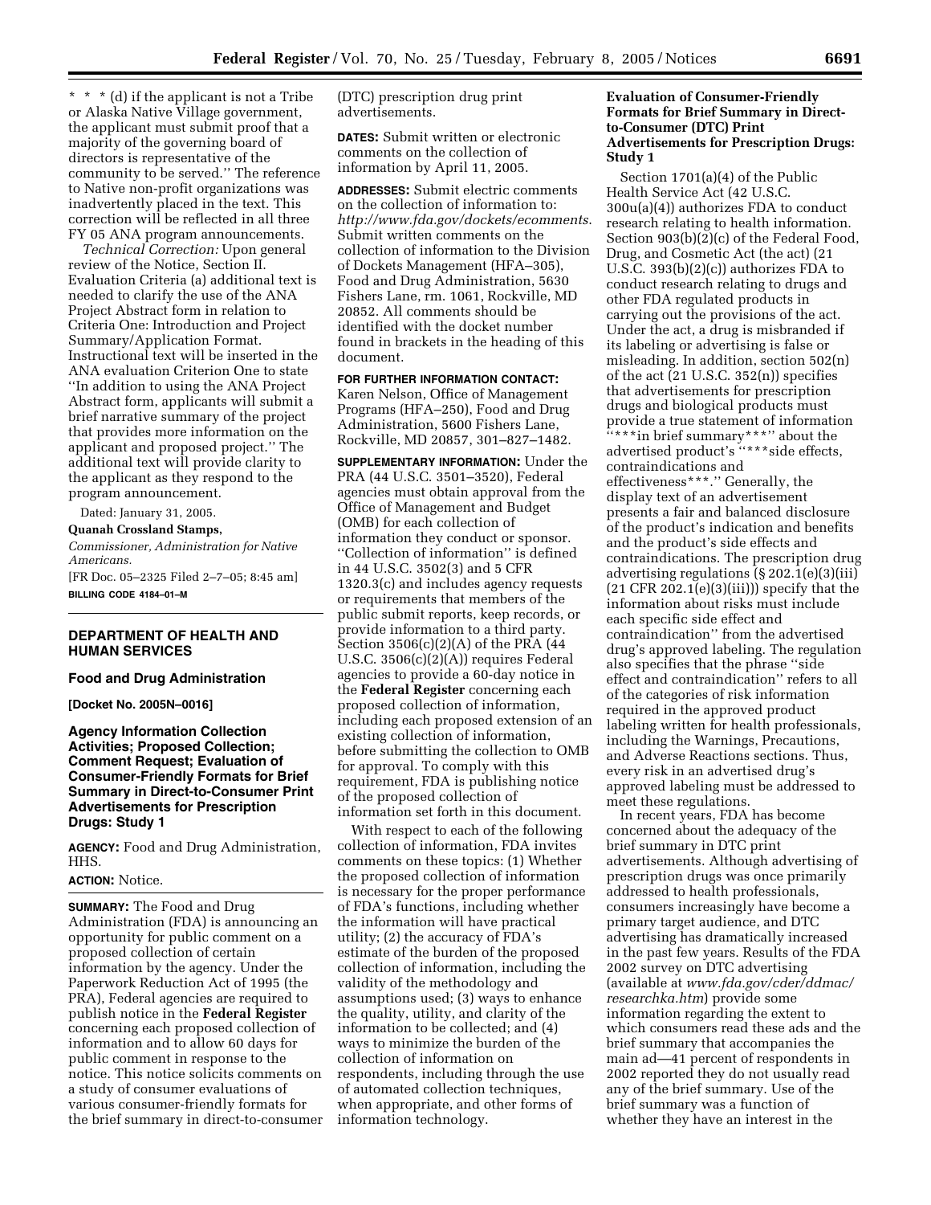* * * (d) if the applicant is not a Tribe or Alaska Native Village government, the applicant must submit proof that a majority of the governing board of directors is representative of the community to be served.'' The reference to Native non-profit organizations was inadvertently placed in the text. This correction will be reflected in all three FY 05 ANA program announcements.

*Technical Correction:* Upon general review of the Notice, Section II. Evaluation Criteria (a) additional text is needed to clarify the use of the ANA Project Abstract form in relation to Criteria One: Introduction and Project Summary/Application Format. Instructional text will be inserted in the ANA evaluation Criterion One to state ''In addition to using the ANA Project Abstract form, applicants will submit a brief narrative summary of the project that provides more information on the applicant and proposed project.'' The additional text will provide clarity to the applicant as they respond to the program announcement.

Dated: January 31, 2005.

**Quanah Crossland Stamps,**

*Commissioner, Administration for Native Americans.*

[FR Doc. 05–2325 Filed 2–7–05; 8:45 am]

**BILLING CODE 4184–01–M**

## DEPARTMENT OF HEALTH AND HUMAN SERVICES

### Food and Drug Administration

**[Docket No. 2005N–0016]**

### Agency Information Collection Activities; Proposed Collection; Comment Request; Evaluation of Consumer-Friendly Formats for Brief Summary in Direct-to-Consumer Print Advertisements for Prescription Drugs: Study 1

**AGENCY:** Food and Drug Administration, HHS.

**ACTION:** Notice.

**SUMMARY:** The Food and Drug Administration (FDA) is announcing an opportunity for public comment on a proposed collection of certain information by the agency. Under the Paperwork Reduction Act of 1995 (the PRA), Federal agencies are required to publish notice in the **Federal Register** concerning each proposed collection of information and to allow 60 days for public comment in response to the notice. This notice solicits comments on a study of consumer evaluations of various consumer-friendly formats for the brief summary in direct-to-consumer (DTC) prescription drug print advertisements.

**DATES:** Submit written or electronic comments on the collection of information by April 11, 2005.

**ADDRESSES:** Submit electric comments on the collection of information to: *http://www.fda.gov/dockets/ecomments*. Submit written comments on the collection of information to the Division of Dockets Management (HFA–305), Food and Drug Administration, 5630 Fishers Lane, rm. 1061, Rockville, MD 20852. All comments should be identified with the docket number found in brackets in the heading of this document.

**FOR FURTHER INFORMATION CONTACT:** Karen Nelson, Office of Management Programs (HFA–250), Food and Drug Administration, 5600 Fishers Lane, Rockville, MD 20857, 301–827–1482.

**SUPPLEMENTARY INFORMATION:** Under the PRA (44 U.S.C. 3501–3520), Federal agencies must obtain approval from the Office of Management and Budget (OMB) for each collection of information they conduct or sponsor. ''Collection of information'' is defined in 44 U.S.C. 3502(3) and 5 CFR 1320.3(c) and includes agency requests or requirements that members of the public submit reports, keep records, or provide information to a third party. Section 3506(c)(2)(A) of the PRA (44 U.S.C. 3506(c)(2)(A)) requires Federal agencies to provide a 60-day notice in the **Federal Register** concerning each proposed collection of information, including each proposed extension of an existing collection of information, before submitting the collection to OMB for approval. To comply with this requirement, FDA is publishing notice of the proposed collection of information set forth in this document.

With respect to each of the following collection of information, FDA invites comments on these topics: (1) Whether the proposed collection of information is necessary for the proper performance of FDA's functions, including whether the information will have practical utility; (2) the accuracy of FDA's estimate of the burden of the proposed collection of information, including the validity of the methodology and assumptions used; (3) ways to enhance the quality, utility, and clarity of the information to be collected; and (4) ways to minimize the burden of the collection of information on respondents, including through the use of automated collection techniques, when appropriate, and other forms of information technology.

**Evaluation of Consumer-Friendly Formats for Brief Summary in Direct-to-Consumer (DTC) Print Advertisements for Prescription Drugs: Study 1**

Section 1701(a)(4) of the Public Health Service Act (42 U.S.C. 300u(a)(4)) authorizes FDA to conduct research relating to health information. Section 903(b)(2)(c) of the Federal Food, Drug, and Cosmetic Act (the act) (21 U.S.C. 393(b)(2)(c)) authorizes FDA to conduct research relating to drugs and other FDA regulated products in carrying out the provisions of the act. Under the act, a drug is misbranded if its labeling or advertising is false or misleading. In addition, section 502(n) of the act (21 U.S.C. 352(n)) specifies that advertisements for prescription drugs and biological products must provide a true statement of information ''***in brief summary***'' about the advertised product's ''***side effects, contraindications and effectiveness***.'' Generally, the display text of an advertisement presents a fair and balanced disclosure of the product's indication and benefits and the product's side effects and contraindications. The prescription drug advertising regulations (§ 202.1(e)(3)(iii) (21 CFR 202.1(e)(3)(iii))) specify that the information about risks must include each specific side effect and contraindication'' from the advertised drug's approved labeling. The regulation also specifies that the phrase ''side effect and contraindication'' refers to all of the categories of risk information required in the approved product labeling written for health professionals, including the Warnings, Precautions, and Adverse Reactions sections. Thus, every risk in an advertised drug's approved labeling must be addressed to meet these regulations.

In recent years, FDA has become concerned about the adequacy of the brief summary in DTC print advertisements. Although advertising of prescription drugs was once primarily addressed to health professionals, consumers increasingly have become a primary target audience, and DTC advertising has dramatically increased in the past few years. Results of the FDA 2002 survey on DTC advertising (available at *www.fda.gov/cder/ddmac/researchka.htm*) provide some information regarding the extent to which consumers read these ads and the brief summary that accompanies the main ad—41 percent of respondents in 2002 reported they do not usually read any of the brief summary. Use of the brief summary was a function of whether they have an interest in the